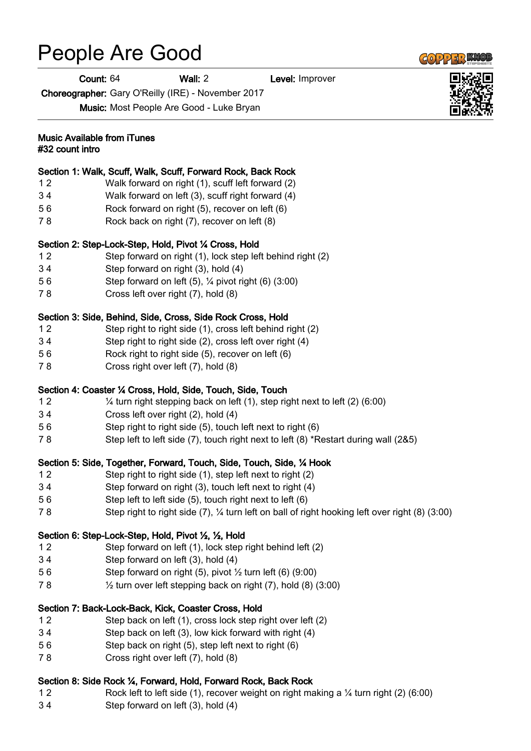# People Are Good

**Count:** 64 **Wall:** 2 **Level:** Improver

**Choreographer:** Gary O'Reilly (IRE) - November 2017

**Music:** Most People Are Good - Luke Bryan

**Music Available from iTunes**
**#32 count intro**

**Section 1: Walk, Scuff, Walk, Scuff, Forward Rock, Back Rock**

1 2 Walk forward on right (1), scuff left forward (2)
3 4 Walk forward on left (3), scuff right forward (4)
5 6 Rock forward on right (5), recover on left (6)
7 8 Rock back on right (7), recover on left (8)

**Section 2: Step-Lock-Step, Hold, Pivot ¼ Cross, Hold**

1 2 Step forward on right (1), lock step left behind right (2)
3 4 Step forward on right (3), hold (4)
5 6 Step forward on left (5), ¼ pivot right (6) (3:00)
7 8 Cross left over right (7), hold (8)

**Section 3: Side, Behind, Side, Cross, Side Rock Cross, Hold**

1 2 Step right to right side (1), cross left behind right (2)
3 4 Step right to right side (2), cross left over right (4)
5 6 Rock right to right side (5), recover on left (6)
7 8 Cross right over left (7), hold (8)

**Section 4: Coaster ¼ Cross, Hold, Side, Touch, Side, Touch**

1 2 ¼ turn right stepping back on left (1), step right next to left (2) (6:00)
3 4 Cross left over right (2), hold (4)
5 6 Step right to right side (5), touch left next to right (6)
7 8 Step left to left side (7), touch right next to left (8) *Restart during wall (2&5)

**Section 5: Side, Together, Forward, Touch, Side, Touch, Side, ¼ Hook**

1 2 Step right to right side (1), step left next to right (2)
3 4 Step forward on right (3), touch left next to right (4)
5 6 Step left to left side (5), touch right next to left (6)
7 8 Step right to right side (7), ¼ turn left on ball of right hooking left over right (8) (3:00)

**Section 6: Step-Lock-Step, Hold, Pivot ½, ½, Hold**

1 2 Step forward on left (1), lock step right behind left (2)
3 4 Step forward on left (3), hold (4)
5 6 Step forward on right (5), pivot ½ turn left (6) (9:00)
7 8 ½ turn over left stepping back on right (7), hold (8) (3:00)

**Section 7: Back-Lock-Back, Kick, Coaster Cross, Hold**

1 2 Step back on left (1), cross lock step right over left (2)
3 4 Step back on left (3), low kick forward with right (4)
5 6 Step back on right (5), step left next to right (6)
7 8 Cross right over left (7), hold (8)

**Section 8: Side Rock ¼, Forward, Hold, Forward Rock, Back Rock**

1 2 Rock left to left side (1), recover weight on right making a ¼ turn right (2) (6:00)
3 4 Step forward on left (3), hold (4)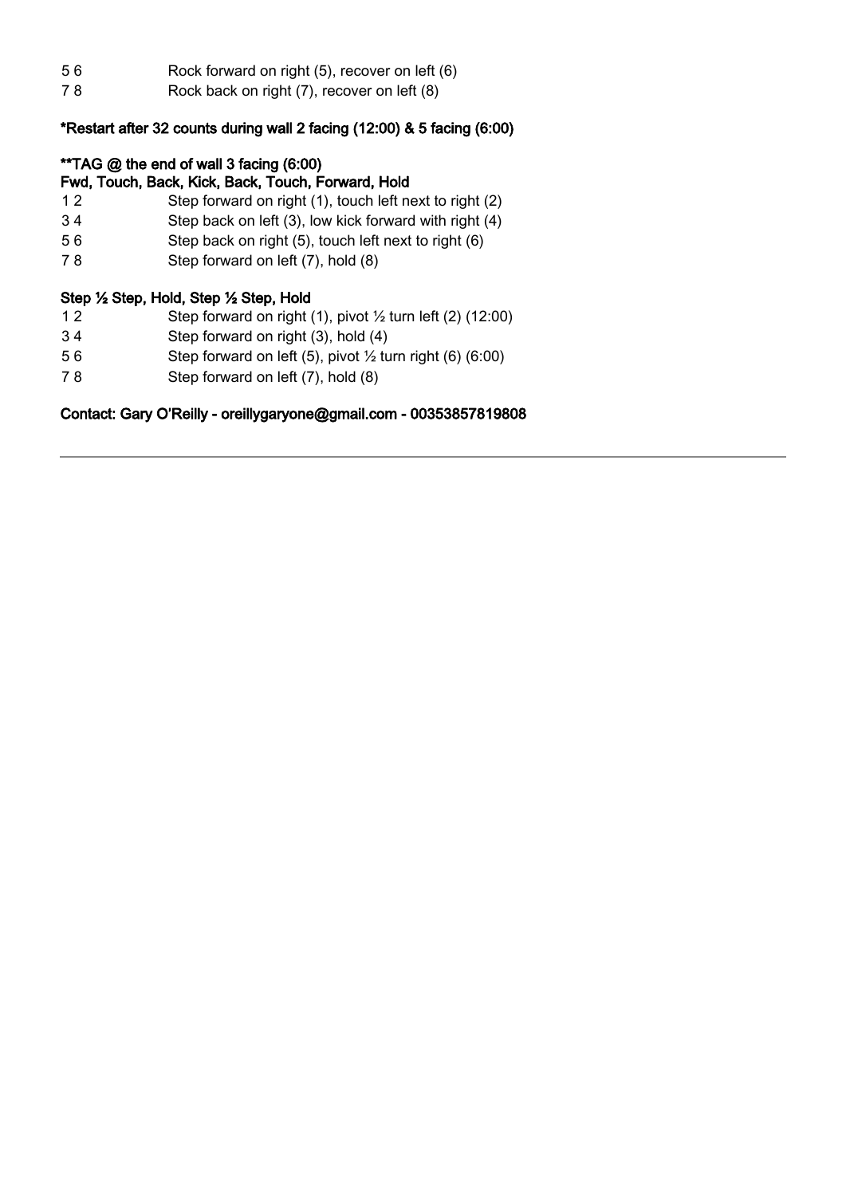5 6 Rock forward on right (5), recover on left (6)
7 8 Rock back on right (7), recover on left (8)

**\*Restart after 32 counts during wall 2 facing (12:00) & 5 facing (6:00)**

**\*\*TAG @ the end of wall 3 facing (6:00)**
**Fwd, Touch, Back, Kick, Back, Touch, Forward, Hold**

1 2 Step forward on right (1), touch left next to right (2)
3 4 Step back on left (3), low kick forward with right (4)
5 6 Step back on right (5), touch left next to right (6)
7 8 Step forward on left (7), hold (8)

**Step ½ Step, Hold, Step ½ Step, Hold**

1 2 Step forward on right (1), pivot ½ turn left (2) (12:00)
3 4 Step forward on right (3), hold (4)
5 6 Step forward on left (5), pivot ½ turn right (6) (6:00)
7 8 Step forward on left (7), hold (8)

**Contact: Gary O'Reilly - oreillygaryone@gmail.com - 00353857819808**